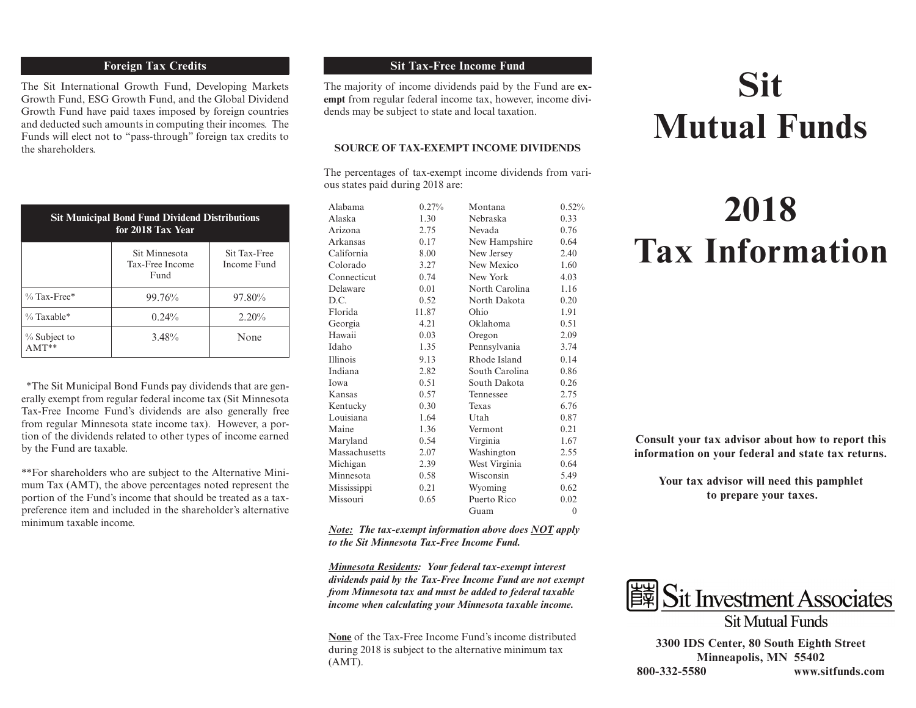## Foreign Tax Credits

The Sit International Growth Fund, Developing Markets Growth Fund, ESG Growth Fund, and the Global Dividend Growth Fund have paid taxes imposed by foreign countries and deducted such amounts in computing their incomes. The Funds will elect not to "pass-through" foreign tax credits to the shareholders.

| Sit Municipal Bond Fund Dividend Distributions for 2018 Tax Year | | |
|---|---|---|
| | Sit Minnesota Tax-Free Income Fund | Sit Tax-Free Income Fund |
| % Tax-Free* | 99.76% | 97.80% |
| % Taxable* | 0.24% | 2.20% |
| % Subject to AMT** | 3.48% | None |

*The Sit Municipal Bond Funds pay dividends that are generally exempt from regular federal income tax (Sit Minnesota Tax-Free Income Fund's dividends are also generally free from regular Minnesota state income tax). However, a portion of the dividends related to other types of income earned by the Fund are taxable.

**For shareholders who are subject to the Alternative Minimum Tax (AMT), the above percentages noted represent the portion of the Fund's income that should be treated as a tax-preference item and included in the shareholder's alternative minimum taxable income.

## Sit Tax-Free Income Fund

The majority of income dividends paid by the Fund are **exempt** from regular federal income tax, however, income dividends may be subject to state and local taxation.

### SOURCE OF TAX-EXEMPT INCOME DIVIDENDS

The percentages of tax-exempt income dividends from various states paid during 2018 are:

| State | % | State | % |
|---|---|---|---|
| Alabama | 0.27% | Montana | 0.52% |
| Alaska | 1.30 | Nebraska | 0.33 |
| Arizona | 2.75 | Nevada | 0.76 |
| Arkansas | 0.17 | New Hampshire | 0.64 |
| California | 8.00 | New Jersey | 2.40 |
| Colorado | 3.27 | New Mexico | 1.60 |
| Connecticut | 0.74 | New York | 4.03 |
| Delaware | 0.01 | North Carolina | 1.16 |
| D.C. | 0.52 | North Dakota | 0.20 |
| Florida | 11.87 | Ohio | 1.91 |
| Georgia | 4.21 | Oklahoma | 0.51 |
| Hawaii | 0.03 | Oregon | 2.09 |
| Idaho | 1.35 | Pennsylvania | 3.74 |
| Illinois | 9.13 | Rhode Island | 0.14 |
| Indiana | 2.82 | South Carolina | 0.86 |
| Iowa | 0.51 | South Dakota | 0.26 |
| Kansas | 0.57 | Tennessee | 2.75 |
| Kentucky | 0.30 | Texas | 6.76 |
| Louisiana | 1.64 | Utah | 0.87 |
| Maine | 1.36 | Vermont | 0.21 |
| Maryland | 0.54 | Virginia | 1.67 |
| Massachusetts | 2.07 | Washington | 2.55 |
| Michigan | 2.39 | West Virginia | 0.64 |
| Minnesota | 0.58 | Wisconsin | 5.49 |
| Mississippi | 0.21 | Wyoming | 0.62 |
| Missouri | 0.65 | Puerto Rico | 0.02 |
| | | Guam | 0 |

***Note:** The tax-exempt information above does NOT apply to the Sit Minnesota Tax-Free Income Fund.*

***Minnesota Residents:** Your federal tax-exempt interest dividends paid by the Tax-Free Income Fund are not exempt from Minnesota tax and must be added to federal taxable income when calculating your Minnesota taxable income.*

**None** of the Tax-Free Income Fund's income distributed during 2018 is subject to the alternative minimum tax (AMT).

# Sit Mutual Funds

# 2018 Tax Information

**Consult your tax advisor about how to report this information on your federal and state tax returns.**

**Your tax advisor will need this pamphlet to prepare your taxes.**

Sit Investment Associates

Sit Mutual Funds

**3300 IDS Center, 80 South Eighth Street**
**Minneapolis, MN 55402**
**800-332-5580 www.sitfunds.com**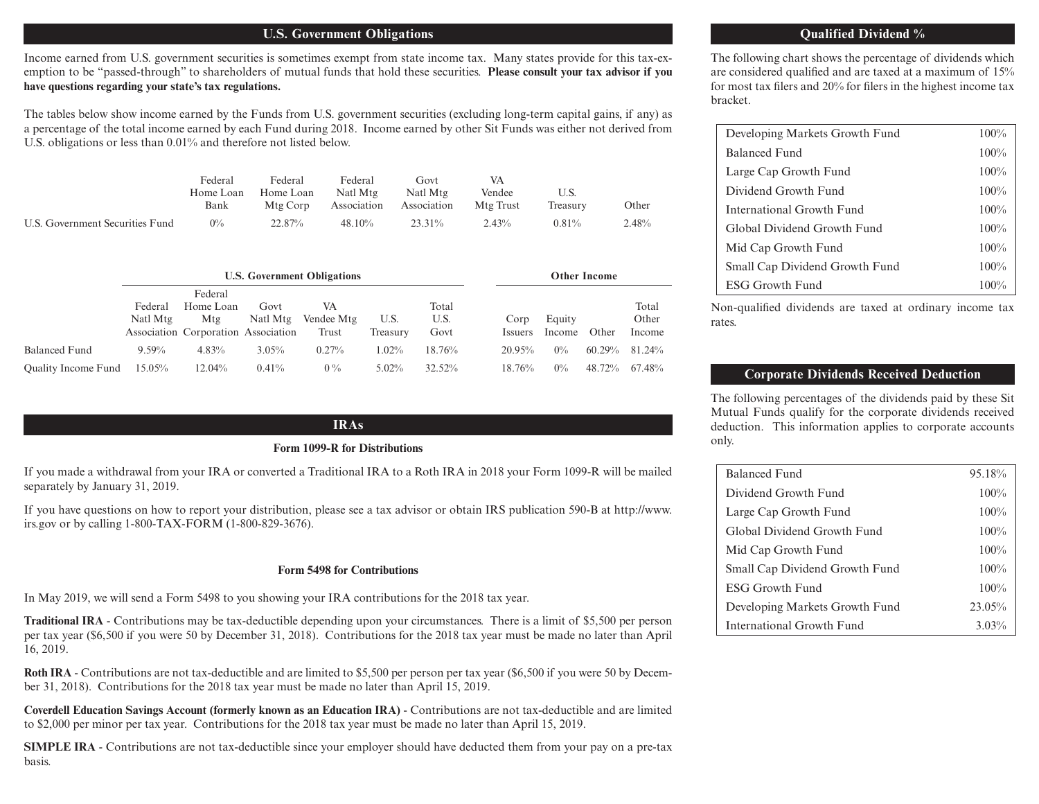## U.S. Government Obligations

Income earned from U.S. government securities is sometimes exempt from state income tax. Many states provide for this tax-exemption to be "passed-through" to shareholders of mutual funds that hold these securities. **Please consult your tax advisor if you have questions regarding your state's tax regulations.**

The tables below show income earned by the Funds from U.S. government securities (excluding long-term capital gains, if any) as a percentage of the total income earned by each Fund during 2018. Income earned by other Sit Funds was either not derived from U.S. obligations or less than 0.01% and therefore not listed below.

| | Federal Home Loan Bank | Federal Home Loan Mtg Corp | Federal Natl Mtg Association | Govt Natl Mtg Association | VA Vendee Mtg Trust | U.S. Treasury | Other |
|---|---|---|---|---|---|---|---|
| U.S. Government Securities Fund | 0% | 22.87% | 48.10% | 23.31% | 2.43% | 0.81% | 2.48% |

| | U.S. Government Obligations | | | | | | Other Income | | | |
|---|---|---|---|---|---|---|---|---|---|---|
| | Federal Natl Mtg Association | Federal Home Loan Mtg Corporation | Govt Natl Mtg Association | VA Vendee Mtg Trust | U.S. Treasury | Total U.S. Govt | Corp Issuers | Equity Income | Other | Total Other Income |
| Balanced Fund | 9.59% | 4.83% | 3.05% | 0.27% | 1.02% | 18.76% | 20.95% | 0% | 60.29% | 81.24% |
| Quality Income Fund | 15.05% | 12.04% | 0.41% | 0 % | 5.02% | 32.52% | 18.76% | 0% | 48.72% | 67.48% |

## IRAs

### Form 1099-R for Distributions

If you made a withdrawal from your IRA or converted a Traditional IRA to a Roth IRA in 2018 your Form 1099-R will be mailed separately by January 31, 2019.

If you have questions on how to report your distribution, please see a tax advisor or obtain IRS publication 590-B at http://www.irs.gov or by calling 1-800-TAX-FORM (1-800-829-3676).

### Form 5498 for Contributions

In May 2019, we will send a Form 5498 to you showing your IRA contributions for the 2018 tax year.

**Traditional IRA** - Contributions may be tax-deductible depending upon your circumstances. There is a limit of $5,500 per person per tax year ($6,500 if you were 50 by December 31, 2018). Contributions for the 2018 tax year must be made no later than April 16, 2019.

**Roth IRA** - Contributions are not tax-deductible and are limited to $5,500 per person per tax year ($6,500 if you were 50 by December 31, 2018). Contributions for the 2018 tax year must be made no later than April 15, 2019.

**Coverdell Education Savings Account (formerly known as an Education IRA)** - Contributions are not tax-deductible and are limited to $2,000 per minor per tax year. Contributions for the 2018 tax year must be made no later than April 15, 2019.

**SIMPLE IRA** - Contributions are not tax-deductible since your employer should have deducted them from your pay on a pre-tax basis.

## Qualified Dividend %

The following chart shows the percentage of dividends which are considered qualified and are taxed at a maximum of 15% for most tax filers and 20% for filers in the highest income tax bracket.

| | |
|---|---|
| Developing Markets Growth Fund | 100% |
| Balanced Fund | 100% |
| Large Cap Growth Fund | 100% |
| Dividend Growth Fund | 100% |
| International Growth Fund | 100% |
| Global Dividend Growth Fund | 100% |
| Mid Cap Growth Fund | 100% |
| Small Cap Dividend Growth Fund | 100% |
| ESG Growth Fund | 100% |

Non-qualified dividends are taxed at ordinary income tax rates.

## Corporate Dividends Received Deduction

The following percentages of the dividends paid by these Sit Mutual Funds qualify for the corporate dividends received deduction. This information applies to corporate accounts only.

| | |
|---|---|
| Balanced Fund | 95.18% |
| Dividend Growth Fund | 100% |
| Large Cap Growth Fund | 100% |
| Global Dividend Growth Fund | 100% |
| Mid Cap Growth Fund | 100% |
| Small Cap Dividend Growth Fund | 100% |
| ESG Growth Fund | 100% |
| Developing Markets Growth Fund | 23.05% |
| International Growth Fund | 3.03% |